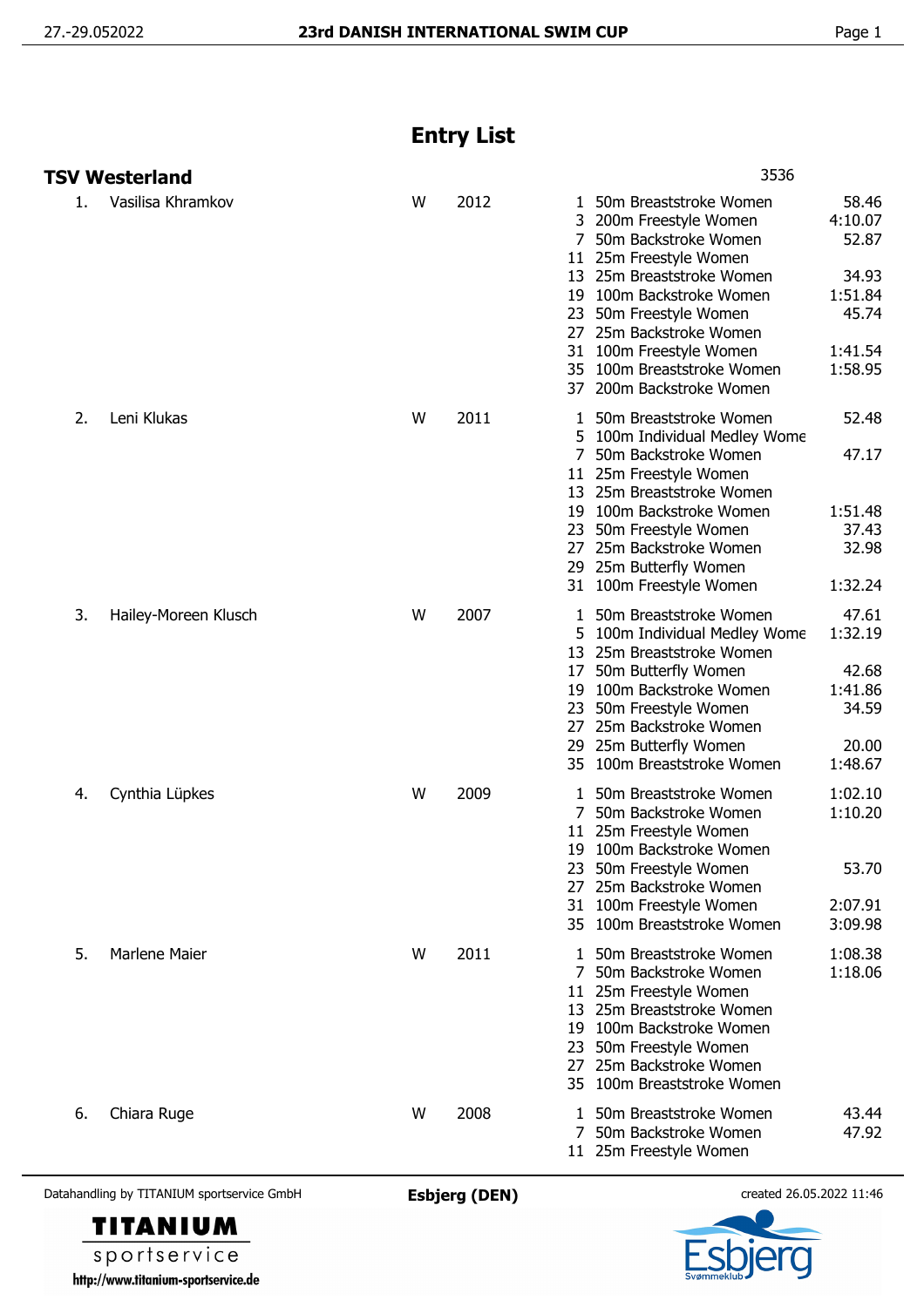# Entry List

## TSV Westerland

3536

| No. | Name | Sex | Year | Event | Discipline | Entry Time |
|---|---|---|---|---|---|---|
| 1. | Vasilisa Khramkov | W | 2012 | 1 | 50m Breaststroke Women | 58.46 |
| | | | | 3 | 200m Freestyle Women | 4:10.07 |
| | | | | 7 | 50m Backstroke Women | 52.87 |
| | | | | 11 | 25m Freestyle Women | |
| | | | | 13 | 25m Breaststroke Women | 34.93 |
| | | | | 19 | 100m Backstroke Women | 1:51.84 |
| | | | | 23 | 50m Freestyle Women | 45.74 |
| | | | | 27 | 25m Backstroke Women | |
| | | | | 31 | 100m Freestyle Women | 1:41.54 |
| | | | | 35 | 100m Breaststroke Women | 1:58.95 |
| | | | | 37 | 200m Backstroke Women | |
| 2. | Leni Klukas | W | 2011 | 1 | 50m Breaststroke Women | 52.48 |
| | | | | 5 | 100m Individual Medley Wome | |
| | | | | 7 | 50m Backstroke Women | 47.17 |
| | | | | 11 | 25m Freestyle Women | |
| | | | | 13 | 25m Breaststroke Women | |
| | | | | 19 | 100m Backstroke Women | 1:51.48 |
| | | | | 23 | 50m Freestyle Women | 37.43 |
| | | | | 27 | 25m Backstroke Women | 32.98 |
| | | | | 29 | 25m Butterfly Women | |
| | | | | 31 | 100m Freestyle Women | 1:32.24 |
| 3. | Hailey-Moreen Klusch | W | 2007 | 1 | 50m Breaststroke Women | 47.61 |
| | | | | 5 | 100m Individual Medley Wome | 1:32.19 |
| | | | | 13 | 25m Breaststroke Women | |
| | | | | 17 | 50m Butterfly Women | 42.68 |
| | | | | 19 | 100m Backstroke Women | 1:41.86 |
| | | | | 23 | 50m Freestyle Women | 34.59 |
| | | | | 27 | 25m Backstroke Women | |
| | | | | 29 | 25m Butterfly Women | 20.00 |
| | | | | 35 | 100m Breaststroke Women | 1:48.67 |
| 4. | Cynthia Lüpkes | W | 2009 | 1 | 50m Breaststroke Women | 1:02.10 |
| | | | | 7 | 50m Backstroke Women | 1:10.20 |
| | | | | 11 | 25m Freestyle Women | |
| | | | | 19 | 100m Backstroke Women | |
| | | | | 23 | 50m Freestyle Women | 53.70 |
| | | | | 27 | 25m Backstroke Women | |
| | | | | 31 | 100m Freestyle Women | 2:07.91 |
| | | | | 35 | 100m Breaststroke Women | 3:09.98 |
| 5. | Marlene Maier | W | 2011 | 1 | 50m Breaststroke Women | 1:08.38 |
| | | | | 7 | 50m Backstroke Women | 1:18.06 |
| | | | | 11 | 25m Freestyle Women | |
| | | | | 13 | 25m Breaststroke Women | |
| | | | | 19 | 100m Backstroke Women | |
| | | | | 23 | 50m Freestyle Women | |
| | | | | 27 | 25m Backstroke Women | |
| | | | | 35 | 100m Breaststroke Women | |
| 6. | Chiara Ruge | W | 2008 | 1 | 50m Breaststroke Women | 43.44 |
| | | | | 7 | 50m Backstroke Women | 47.92 |
| | | | | 11 | 25m Freestyle Women | |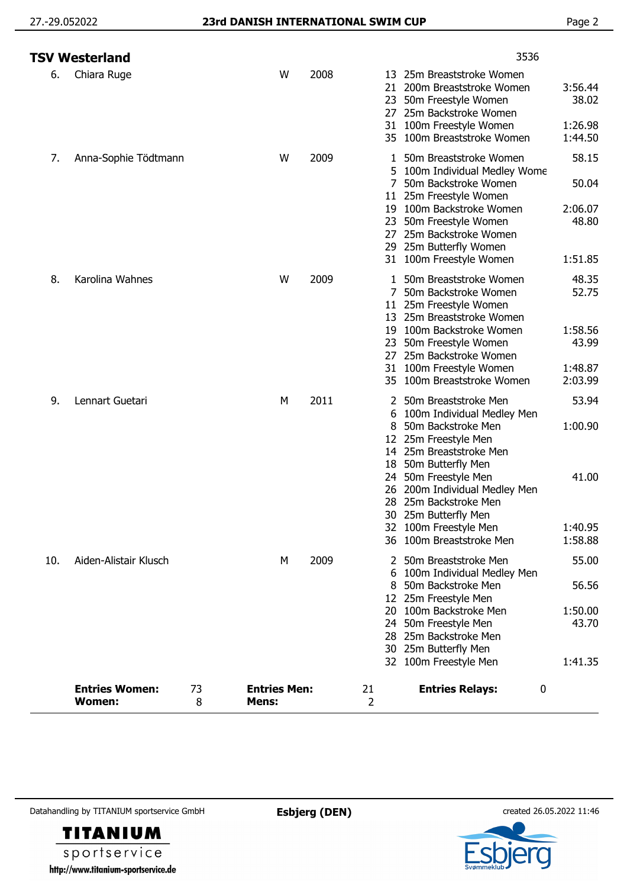## TSV Westerland

3536

| | | | | | | |
|---|---|---|---|---|---|---|
| 6. | Chiara Ruge | W | 2008 | 13 | 25m Breaststroke Women | |
| | | | | 21 | 200m Breaststroke Women | 3:56.44 |
| | | | | 23 | 50m Freestyle Women | 38.02 |
| | | | | 27 | 25m Backstroke Women | |
| | | | | 31 | 100m Freestyle Women | 1:26.98 |
| | | | | 35 | 100m Breaststroke Women | 1:44.50 |
| 7. | Anna-Sophie Tödtmann | W | 2009 | 1 | 50m Breaststroke Women | 58.15 |
| | | | | 5 | 100m Individual Medley Wome | |
| | | | | 7 | 50m Backstroke Women | 50.04 |
| | | | | 11 | 25m Freestyle Women | |
| | | | | 19 | 100m Backstroke Women | 2:06.07 |
| | | | | 23 | 50m Freestyle Women | 48.80 |
| | | | | 27 | 25m Backstroke Women | |
| | | | | 29 | 25m Butterfly Women | |
| | | | | 31 | 100m Freestyle Women | 1:51.85 |
| 8. | Karolina Wahnes | W | 2009 | 1 | 50m Breaststroke Women | 48.35 |
| | | | | 7 | 50m Backstroke Women | 52.75 |
| | | | | 11 | 25m Freestyle Women | |
| | | | | 13 | 25m Breaststroke Women | |
| | | | | 19 | 100m Backstroke Women | 1:58.56 |
| | | | | 23 | 50m Freestyle Women | 43.99 |
| | | | | 27 | 25m Backstroke Women | |
| | | | | 31 | 100m Freestyle Women | 1:48.87 |
| | | | | 35 | 100m Breaststroke Women | 2:03.99 |
| 9. | Lennart Guetari | M | 2011 | 2 | 50m Breaststroke Men | 53.94 |
| | | | | 6 | 100m Individual Medley Men | |
| | | | | 8 | 50m Backstroke Men | 1:00.90 |
| | | | | 12 | 25m Freestyle Men | |
| | | | | 14 | 25m Breaststroke Men | |
| | | | | 18 | 50m Butterfly Men | |
| | | | | 24 | 50m Freestyle Men | 41.00 |
| | | | | 26 | 200m Individual Medley Men | |
| | | | | 28 | 25m Backstroke Men | |
| | | | | 30 | 25m Butterfly Men | |
| | | | | 32 | 100m Freestyle Men | 1:40.95 |
| | | | | 36 | 100m Breaststroke Men | 1:58.88 |
| 10. | Aiden-Alistair Klusch | M | 2009 | 2 | 50m Breaststroke Men | 55.00 |
| | | | | 6 | 100m Individual Medley Men | |
| | | | | 8 | 50m Backstroke Men | 56.56 |
| | | | | 12 | 25m Freestyle Men | |
| | | | | 20 | 100m Backstroke Men | 1:50.00 |
| | | | | 24 | 50m Freestyle Men | 43.70 |
| | | | | 28 | 25m Backstroke Men | |
| | | | | 30 | 25m Butterfly Men | |
| | | | | 32 | 100m Freestyle Men | 1:41.35 |

| | | | | | |
|---|---|---|---|---|---|
| **Entries Women:** | 73 | **Entries Men:** | 21 | **Entries Relays:** | 0 |
| **Women:** | 8 | **Mens:** | 2 | | |